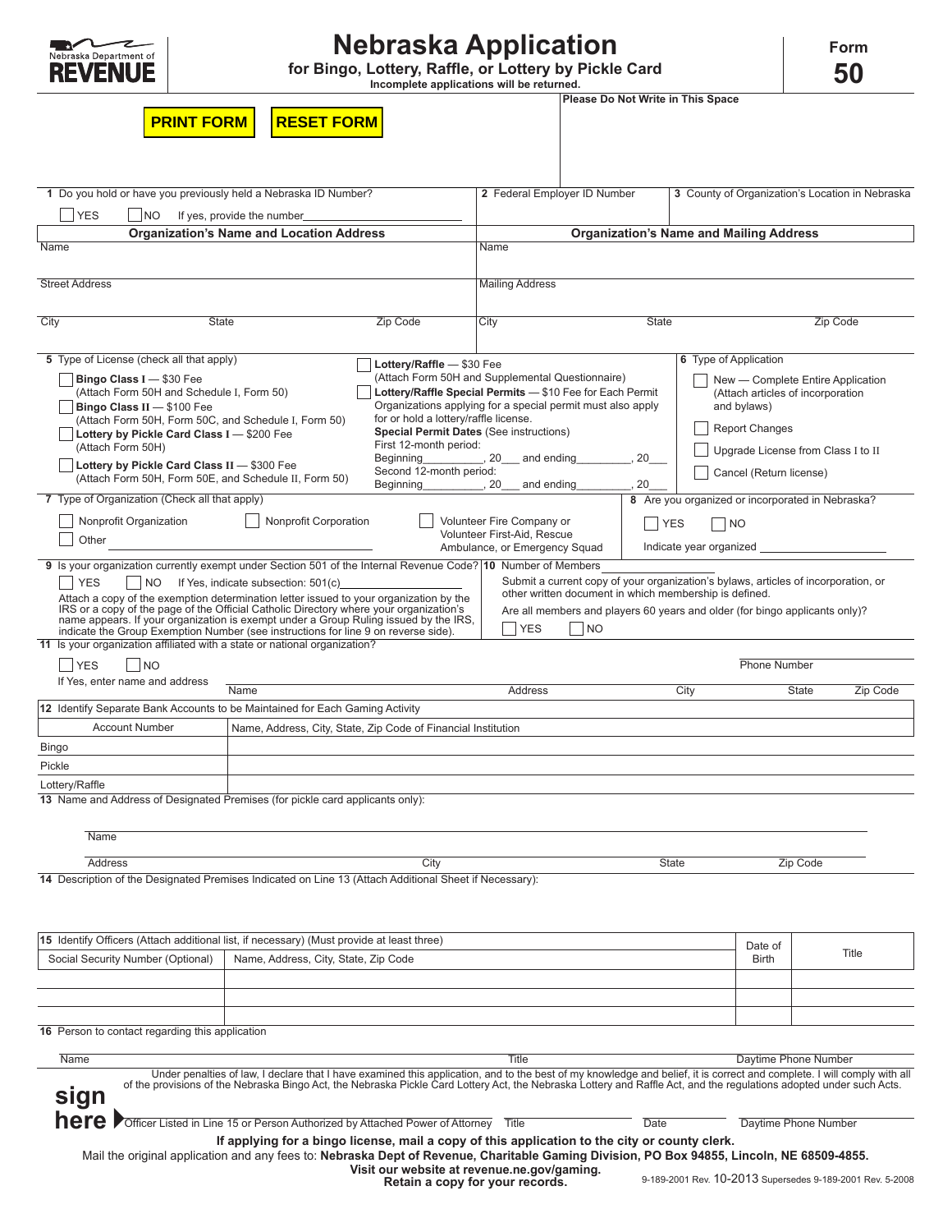Nebraska Department of **REVENUE**

# Nebraska Application

## for Bingo, Lottery, Raffle, or Lottery by Pickle Card

**Incomplete applications will be returned.**

**Form 50**

PRINT FORM | RESET FORM

**Please Do Not Write in This Space**

**1** Do you hold or have you previously held a Nebraska ID Number?

☐ YES ☐ NO If yes, provide the number\_\_\_\_\_\_\_\_\_\_\_\_\_\_\_\_\_\_\_\_\_\_\_\_

**2** Federal Employer ID Number

**3** County of Organization's Location in Nebraska

| Organization's Name and Location Address | | | Organization's Name and Mailing Address | | |
|---|---|---|---|---|---|
| Name | | | Name | | |
| Street Address | | | Mailing Address | | |
| City | State | Zip Code | City | State | Zip Code |

**5** Type of License (check all that apply)

- ☐ **Bingo Class I** — $30 Fee (Attach Form 50H and Schedule I, Form 50)
- ☐ **Bingo Class II** — $100 Fee (Attach Form 50H, Form 50C, and Schedule I, Form 50)
- ☐ **Lottery by Pickle Card Class I** — $200 Fee (Attach Form 50H)
- ☐ **Lottery by Pickle Card Class II** — $300 Fee (Attach Form 50H, Form 50E, and Schedule II, Form 50)
- ☐ **Lottery/Raffle** — $30 Fee (Attach Form 50H and Supplemental Questionnaire)
- ☐ **Lottery/Raffle Special Permits** — $10 Fee for Each Permit. Organizations applying for a special permit must also apply for or hold a lottery/raffle license.

**Special Permit Dates** (See instructions)

First 12-month period:
Beginning\_\_\_\_\_\_\_\_\_\_, 20\_\_\_ and ending\_\_\_\_\_\_\_\_\_\_, 20\_\_\_

Second 12-month period:
Beginning\_\_\_\_\_\_\_\_\_\_, 20\_\_\_ and ending\_\_\_\_\_\_\_\_\_\_, 20\_\_\_

**6** Type of Application

- ☐ New — Complete Entire Application (Attach articles of incorporation and bylaws)
- ☐ Report Changes
- ☐ Upgrade License from Class I to II
- ☐ Cancel (Return license)

**7** Type of Organization (Check all that apply)

☐ Nonprofit Organization ☐ Nonprofit Corporation ☐ Volunteer Fire Company or Volunteer First-Aid, Rescue Ambulance, or Emergency Squad

☐ Other \_\_\_\_\_\_\_\_\_\_\_\_\_\_\_\_\_\_\_\_\_\_\_\_\_\_\_\_\_\_

**8** Are you organized or incorporated in Nebraska?

☐ YES ☐ NO

Indicate year organized \_\_\_\_\_\_\_\_\_\_\_\_\_\_\_\_

**9** Is your organization currently exempt under Section 501 of the Internal Revenue Code?

☐ YES ☐ NO If Yes, indicate subsection: 501(c)\_\_\_\_\_\_\_\_\_\_\_\_\_\_\_\_

Attach a copy of the exemption determination letter issued to your organization by the IRS or a copy of the page of the Official Catholic Directory where your organization's name appears. If your organization is exempt under a Group Ruling issued by the IRS, indicate the Group Exemption Number (see instructions for line 9 on reverse side).

**10** Number of Members \_\_\_\_\_\_\_\_\_\_\_\_\_\_\_\_

Submit a current copy of your organization's bylaws, articles of incorporation, or other written document in which membership is defined.

Are all members and players 60 years and older (for bingo applicants only)?

☐ YES ☐ NO

**11** Is your organization affiliated with a state or national organization?

☐ YES ☐ NO

If Yes, enter name and address

| Name | Address | City | State | Zip Code | Phone Number |
|---|---|---|---|---|---|
| | | | | | |

**12** Identify Separate Bank Accounts to be Maintained for Each Gaming Activity

| | Account Number | Name, Address, City, State, Zip Code of Financial Institution |
|---|---|---|
| Bingo | | |
| Pickle | | |
| Lottery/Raffle | | |

**13** Name and Address of Designated Premises (for pickle card applicants only):

Name

| Address | City | State | Zip Code |
|---|---|---|---|
| | | | |

**14** Description of the Designated Premises Indicated on Line 13 (Attach Additional Sheet if Necessary):

**15** Identify Officers (Attach additional list, if necessary) (Must provide at least three)

| Social Security Number (Optional) | Name, Address, City, State, Zip Code | Date of Birth | Title |
|---|---|---|---|
| | | | |
| | | | |
| | | | |

**16** Person to contact regarding this application

| Name | Title | Daytime Phone Number |
|---|---|---|
| | | |

Under penalties of law, I declare that I have examined this application, and to the best of my knowledge and belief, it is correct and complete. I will comply with all of the provisions of the Nebraska Bingo Act, the Nebraska Pickle Card Lottery Act, the Nebraska Lottery and Raffle Act, and the regulations adopted under such Acts.

**sign here**

| Officer Listed in Line 15 or Person Authorized by Attached Power of Attorney | Title | Date | Daytime Phone Number |
|---|---|---|---|
| | | | |

**If applying for a bingo license, mail a copy of this application to the city or county clerk.**

Mail the original application and any fees to: **Nebraska Dept of Revenue, Charitable Gaming Division, PO Box 94855, Lincoln, NE 68509-4855.**

**Visit our website at revenue.ne.gov/gaming.**

**Retain a copy for your records.**

9-189-2001 Rev. 10-2013 Supersedes 9-189-2001 Rev. 5-2008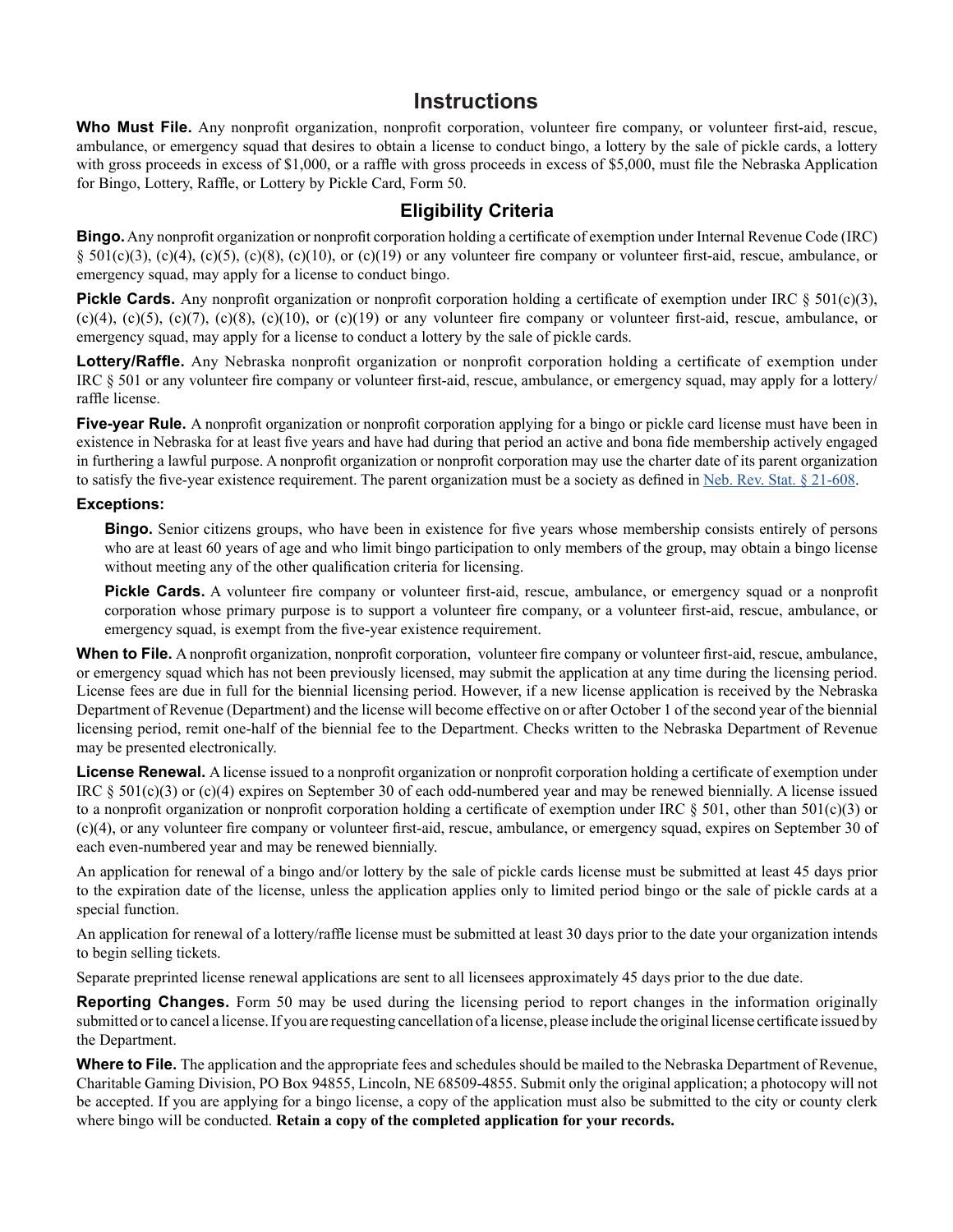# Instructions

**Who Must File.** Any nonprofit organization, nonprofit corporation, volunteer fire company, or volunteer first-aid, rescue, ambulance, or emergency squad that desires to obtain a license to conduct bingo, a lottery by the sale of pickle cards, a lottery with gross proceeds in excess of $1,000, or a raffle with gross proceeds in excess of $5,000, must file the Nebraska Application for Bingo, Lottery, Raffle, or Lottery by Pickle Card, Form 50.

## Eligibility Criteria

**Bingo.** Any nonprofit organization or nonprofit corporation holding a certificate of exemption under Internal Revenue Code (IRC) § 501(c)(3), (c)(4), (c)(5), (c)(8), (c)(10), or (c)(19) or any volunteer fire company or volunteer first-aid, rescue, ambulance, or emergency squad, may apply for a license to conduct bingo.

**Pickle Cards.** Any nonprofit organization or nonprofit corporation holding a certificate of exemption under IRC § 501(c)(3), (c)(4), (c)(5), (c)(7), (c)(8), (c)(10), or (c)(19) or any volunteer fire company or volunteer first-aid, rescue, ambulance, or emergency squad, may apply for a license to conduct a lottery by the sale of pickle cards.

**Lottery/Raffle.** Any Nebraska nonprofit organization or nonprofit corporation holding a certificate of exemption under IRC § 501 or any volunteer fire company or volunteer first-aid, rescue, ambulance, or emergency squad, may apply for a lottery/raffle license.

**Five-year Rule.** A nonprofit organization or nonprofit corporation applying for a bingo or pickle card license must have been in existence in Nebraska for at least five years and have had during that period an active and bona fide membership actively engaged in furthering a lawful purpose. A nonprofit organization or nonprofit corporation may use the charter date of its parent organization to satisfy the five-year existence requirement. The parent organization must be a society as defined in Neb. Rev. Stat. § 21-608.

**Exceptions:**

**Bingo.** Senior citizens groups, who have been in existence for five years whose membership consists entirely of persons who are at least 60 years of age and who limit bingo participation to only members of the group, may obtain a bingo license without meeting any of the other qualification criteria for licensing.

**Pickle Cards.** A volunteer fire company or volunteer first-aid, rescue, ambulance, or emergency squad or a nonprofit corporation whose primary purpose is to support a volunteer fire company, or a volunteer first-aid, rescue, ambulance, or emergency squad, is exempt from the five-year existence requirement.

**When to File.** A nonprofit organization, nonprofit corporation, volunteer fire company or volunteer first-aid, rescue, ambulance, or emergency squad which has not been previously licensed, may submit the application at any time during the licensing period. License fees are due in full for the biennial licensing period. However, if a new license application is received by the Nebraska Department of Revenue (Department) and the license will become effective on or after October 1 of the second year of the biennial licensing period, remit one-half of the biennial fee to the Department. Checks written to the Nebraska Department of Revenue may be presented electronically.

**License Renewal.** A license issued to a nonprofit organization or nonprofit corporation holding a certificate of exemption under IRC § 501(c)(3) or (c)(4) expires on September 30 of each odd-numbered year and may be renewed biennially. A license issued to a nonprofit organization or nonprofit corporation holding a certificate of exemption under IRC § 501, other than 501(c)(3) or (c)(4), or any volunteer fire company or volunteer first-aid, rescue, ambulance, or emergency squad, expires on September 30 of each even-numbered year and may be renewed biennially.

An application for renewal of a bingo and/or lottery by the sale of pickle cards license must be submitted at least 45 days prior to the expiration date of the license, unless the application applies only to limited period bingo or the sale of pickle cards at a special function.

An application for renewal of a lottery/raffle license must be submitted at least 30 days prior to the date your organization intends to begin selling tickets.

Separate preprinted license renewal applications are sent to all licensees approximately 45 days prior to the due date.

**Reporting Changes.** Form 50 may be used during the licensing period to report changes in the information originally submitted or to cancel a license. If you are requesting cancellation of a license, please include the original license certificate issued by the Department.

**Where to File.** The application and the appropriate fees and schedules should be mailed to the Nebraska Department of Revenue, Charitable Gaming Division, PO Box 94855, Lincoln, NE 68509-4855. Submit only the original application; a photocopy will not be accepted. If you are applying for a bingo license, a copy of the application must also be submitted to the city or county clerk where bingo will be conducted. **Retain a copy of the completed application for your records.**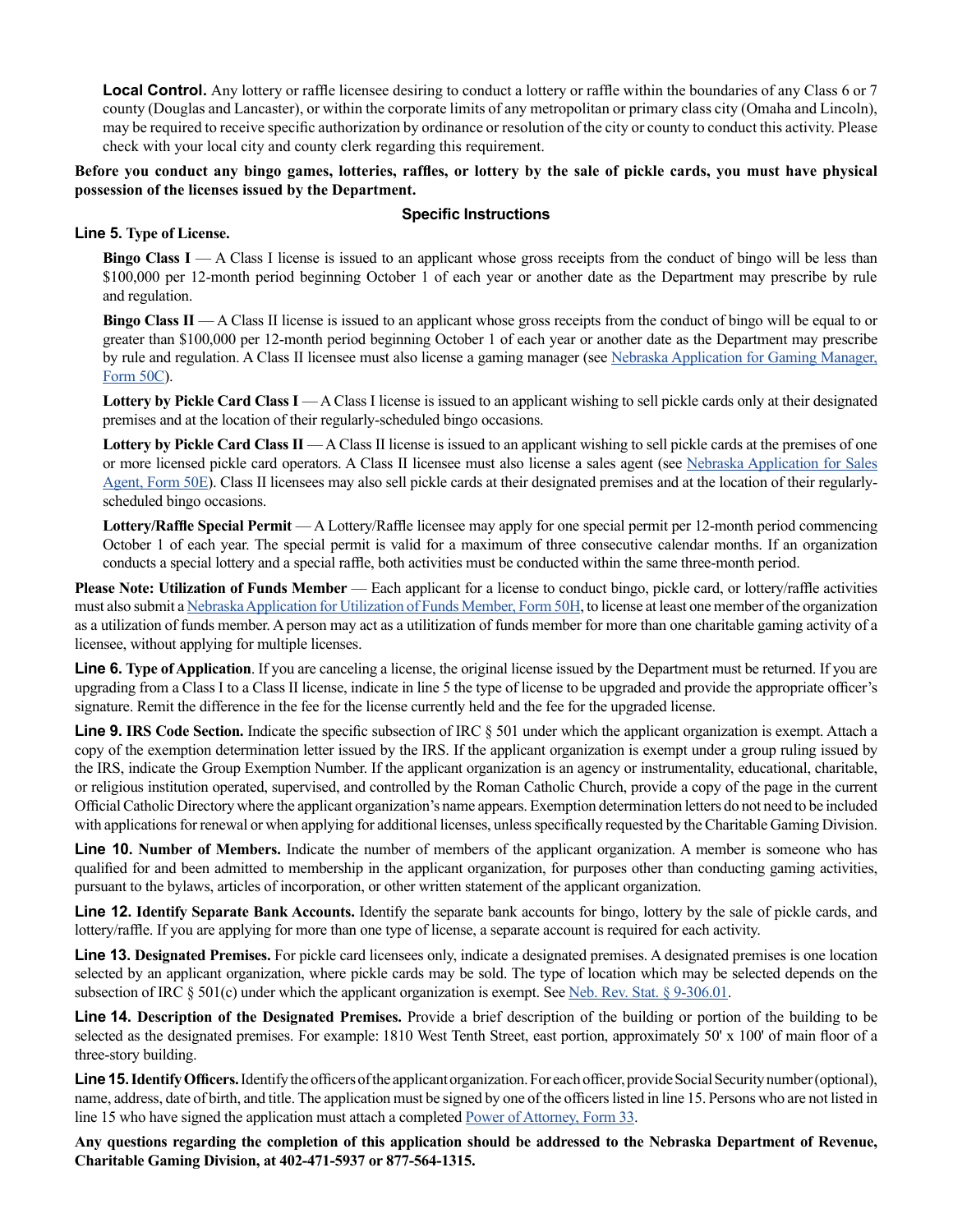**Local Control.** Any lottery or raffle licensee desiring to conduct a lottery or raffle within the boundaries of any Class 6 or 7 county (Douglas and Lancaster), or within the corporate limits of any metropolitan or primary class city (Omaha and Lincoln), may be required to receive specific authorization by ordinance or resolution of the city or county to conduct this activity. Please check with your local city and county clerk regarding this requirement.

**Before you conduct any bingo games, lotteries, raffles, or lottery by the sale of pickle cards, you must have physical possession of the licenses issued by the Department.**

## Specific Instructions

**Line 5. Type of License.**

**Bingo Class I** — A Class I license is issued to an applicant whose gross receipts from the conduct of bingo will be less than $100,000 per 12-month period beginning October 1 of each year or another date as the Department may prescribe by rule and regulation.

**Bingo Class II** — A Class II license is issued to an applicant whose gross receipts from the conduct of bingo will be equal to or greater than $100,000 per 12-month period beginning October 1 of each year or another date as the Department may prescribe by rule and regulation. A Class II licensee must also license a gaming manager (see Nebraska Application for Gaming Manager, Form 50C).

**Lottery by Pickle Card Class I** — A Class I license is issued to an applicant wishing to sell pickle cards only at their designated premises and at the location of their regularly-scheduled bingo occasions.

**Lottery by Pickle Card Class II** — A Class II license is issued to an applicant wishing to sell pickle cards at the premises of one or more licensed pickle card operators. A Class II licensee must also license a sales agent (see Nebraska Application for Sales Agent, Form 50E). Class II licensees may also sell pickle cards at their designated premises and at the location of their regularly-scheduled bingo occasions.

**Lottery/Raffle Special Permit** — A Lottery/Raffle licensee may apply for one special permit per 12-month period commencing October 1 of each year. The special permit is valid for a maximum of three consecutive calendar months. If an organization conducts a special lottery and a special raffle, both activities must be conducted within the same three-month period.

**Please Note: Utilization of Funds Member** — Each applicant for a license to conduct bingo, pickle card, or lottery/raffle activities must also submit a Nebraska Application for Utilization of Funds Member, Form 50H, to license at least one member of the organization as a utilization of funds member. A person may act as a utilitization of funds member for more than one charitable gaming activity of a licensee, without applying for multiple licenses.

**Line 6. Type of Application**. If you are canceling a license, the original license issued by the Department must be returned. If you are upgrading from a Class I to a Class II license, indicate in line 5 the type of license to be upgraded and provide the appropriate officer's signature. Remit the difference in the fee for the license currently held and the fee for the upgraded license.

**Line 9. IRS Code Section.** Indicate the specific subsection of IRC § 501 under which the applicant organization is exempt. Attach a copy of the exemption determination letter issued by the IRS. If the applicant organization is exempt under a group ruling issued by the IRS, indicate the Group Exemption Number. If the applicant organization is an agency or instrumentality, educational, charitable, or religious institution operated, supervised, and controlled by the Roman Catholic Church, provide a copy of the page in the current Official Catholic Directory where the applicant organization's name appears. Exemption determination letters do not need to be included with applications for renewal or when applying for additional licenses, unless specifically requested by the Charitable Gaming Division.

**Line 10. Number of Members.** Indicate the number of members of the applicant organization. A member is someone who has qualified for and been admitted to membership in the applicant organization, for purposes other than conducting gaming activities, pursuant to the bylaws, articles of incorporation, or other written statement of the applicant organization.

**Line 12. Identify Separate Bank Accounts.** Identify the separate bank accounts for bingo, lottery by the sale of pickle cards, and lottery/raffle. If you are applying for more than one type of license, a separate account is required for each activity.

**Line 13. Designated Premises.** For pickle card licensees only, indicate a designated premises. A designated premises is one location selected by an applicant organization, where pickle cards may be sold. The type of location which may be selected depends on the subsection of IRC § 501(c) under which the applicant organization is exempt. See Neb. Rev. Stat. § 9-306.01.

**Line 14. Description of the Designated Premises.** Provide a brief description of the building or portion of the building to be selected as the designated premises. For example: 1810 West Tenth Street, east portion, approximately 50' x 100' of main floor of a three-story building.

**Line 15. Identify Officers.** Identify the officers of the applicant organization. For each officer, provide Social Security number (optional), name, address, date of birth, and title. The application must be signed by one of the officers listed in line 15. Persons who are not listed in line 15 who have signed the application must attach a completed Power of Attorney, Form 33.

**Any questions regarding the completion of this application should be addressed to the Nebraska Department of Revenue, Charitable Gaming Division, at 402-471-5937 or 877-564-1315.**